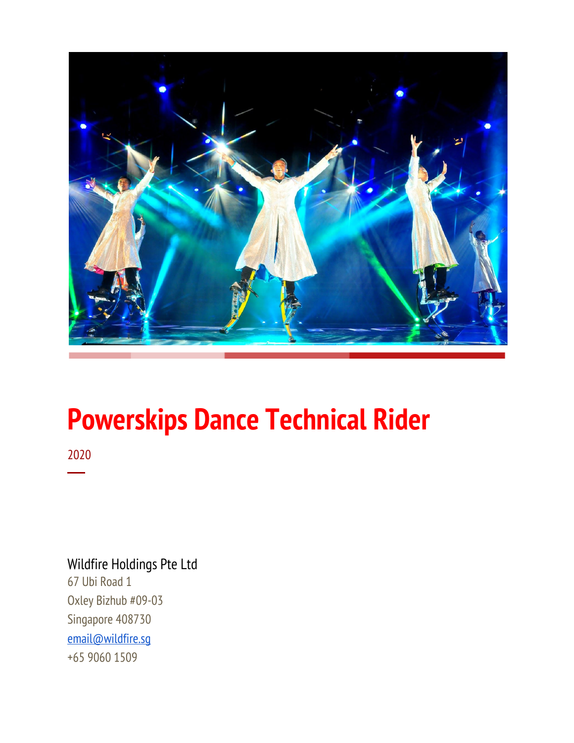# Powerskips Dance Technical Rider

2020

Wildfire Holdings Pte Ltd
67 Ubi Road 1
Oxley Bizhub #09-03
Singapore 408730
email@wildfire.sg
+65 9060 1509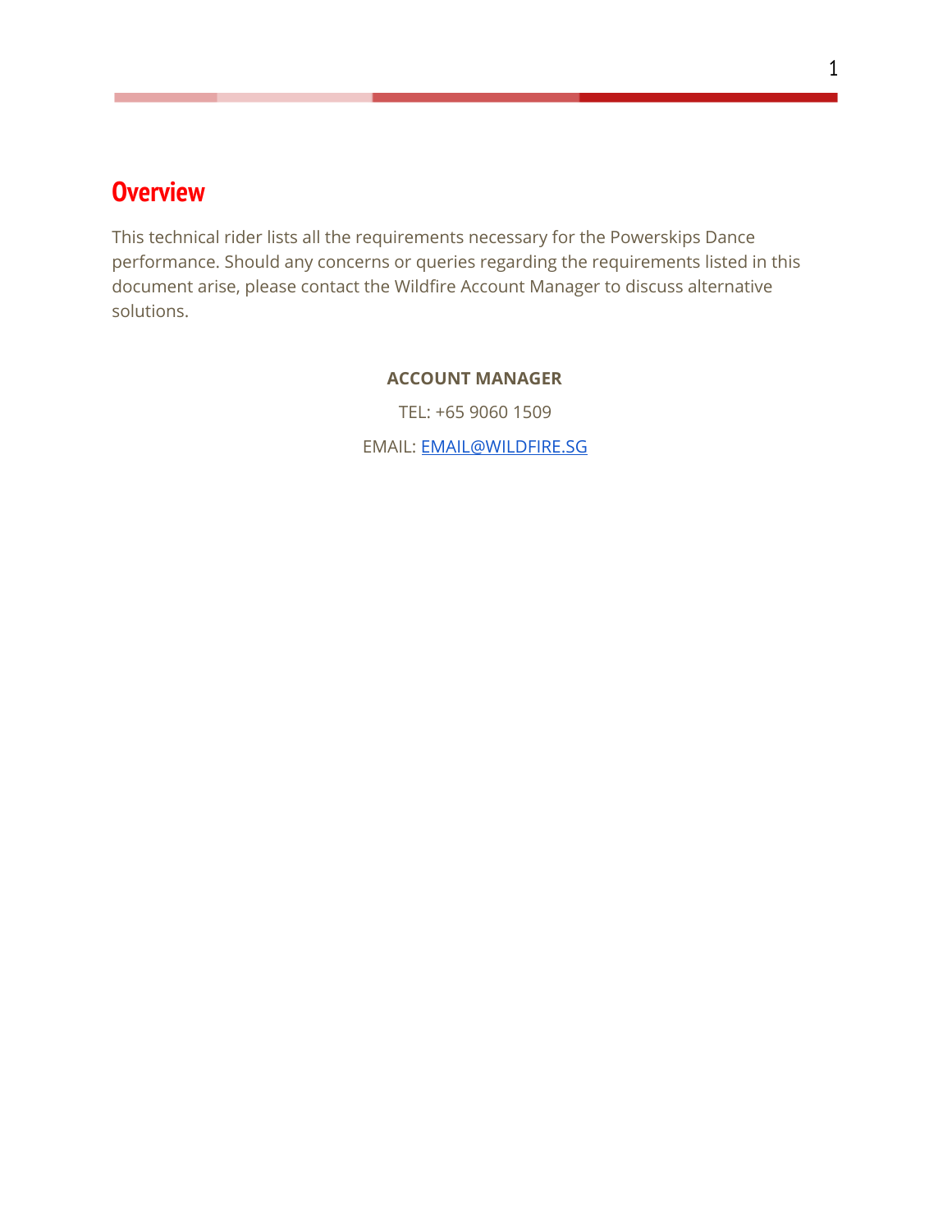## Overview

This technical rider lists all the requirements necessary for the Powerskips Dance performance. Should any concerns or queries regarding the requirements listed in this document arise, please contact the Wildfire Account Manager to discuss alternative solutions.

**ACCOUNT MANAGER**

TEL: +65 9060 1509

EMAIL: [EMAIL@WILDFIRE.SG](mailto:EMAIL@WILDFIRE.SG)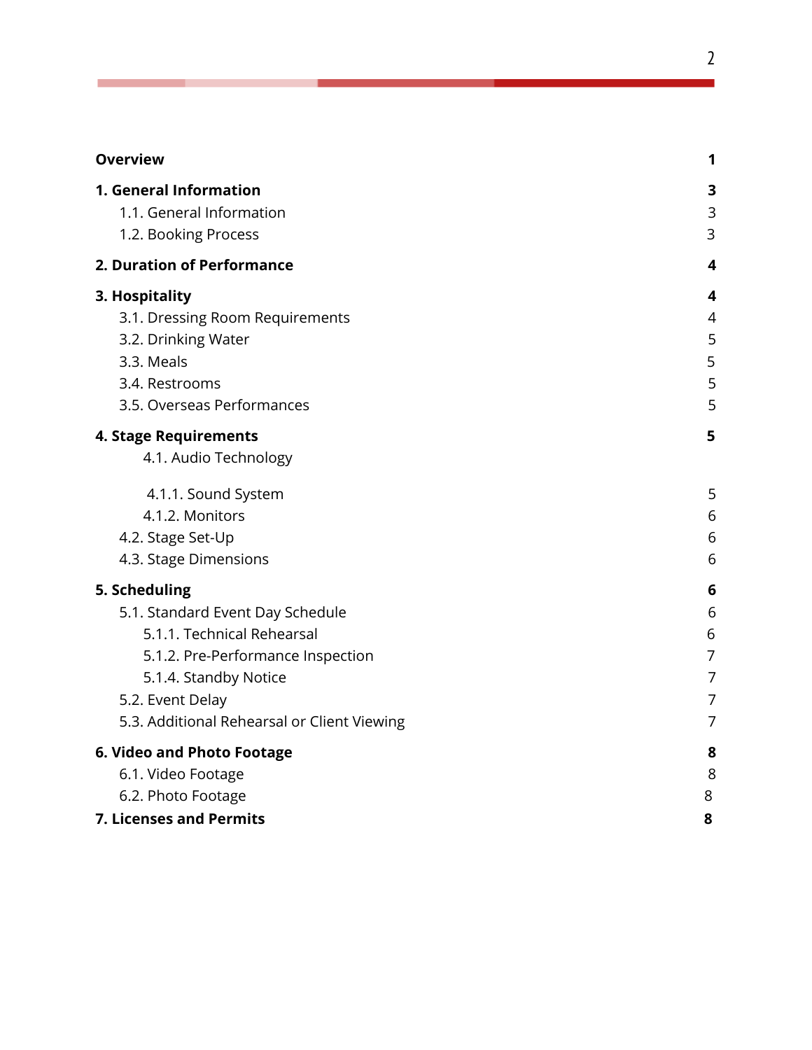| | |
|---|---|
| **Overview** | **1** |
| **1. General Information** | **3** |
| 1.1. General Information | 3 |
| 1.2. Booking Process | 3 |
| **2. Duration of Performance** | **4** |
| **3. Hospitality** | **4** |
| 3.1. Dressing Room Requirements | 4 |
| 3.2. Drinking Water | 5 |
| 3.3. Meals | 5 |
| 3.4. Restrooms | 5 |
| 3.5. Overseas Performances | 5 |
| **4. Stage Requirements** | **5** |
| 4.1. Audio Technology | |
| 4.1.1. Sound System | 5 |
| 4.1.2. Monitors | 6 |
| 4.2. Stage Set-Up | 6 |
| 4.3. Stage Dimensions | 6 |
| **5. Scheduling** | **6** |
| 5.1. Standard Event Day Schedule | 6 |
| 5.1.1. Technical Rehearsal | 6 |
| 5.1.2. Pre-Performance Inspection | 7 |
| 5.1.4. Standby Notice | 7 |
| 5.2. Event Delay | 7 |
| 5.3. Additional Rehearsal or Client Viewing | 7 |
| **6. Video and Photo Footage** | **8** |
| 6.1. Video Footage | 8 |
| 6.2. Photo Footage | 8 |
| **7. Licenses and Permits** | **8** |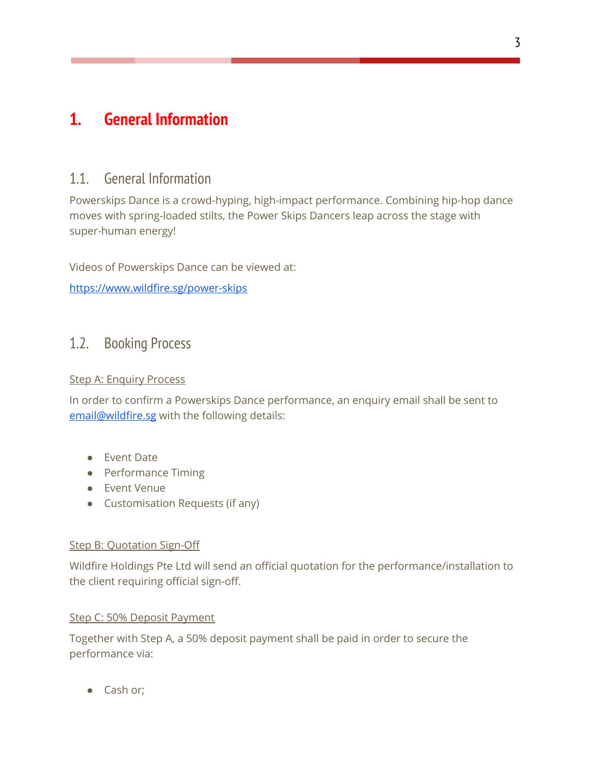# 1. General Information

## 1.1. General Information

Powerskips Dance is a crowd-hyping, high-impact performance. Combining hip-hop dance moves with spring-loaded stilts, the Power Skips Dancers leap across the stage with super-human energy!

Videos of Powerskips Dance can be viewed at:

https://www.wildfire.sg/power-skips

## 1.2. Booking Process

Step A: Enquiry Process

In order to confirm a Powerskips Dance performance, an enquiry email shall be sent to email@wildfire.sg with the following details:

- Event Date
- Performance Timing
- Event Venue
- Customisation Requests (if any)

Step B: Quotation Sign-Off

Wildfire Holdings Pte Ltd will send an official quotation for the performance/installation to the client requiring official sign-off.

Step C: 50% Deposit Payment

Together with Step A, a 50% deposit payment shall be paid in order to secure the performance via:

- Cash or;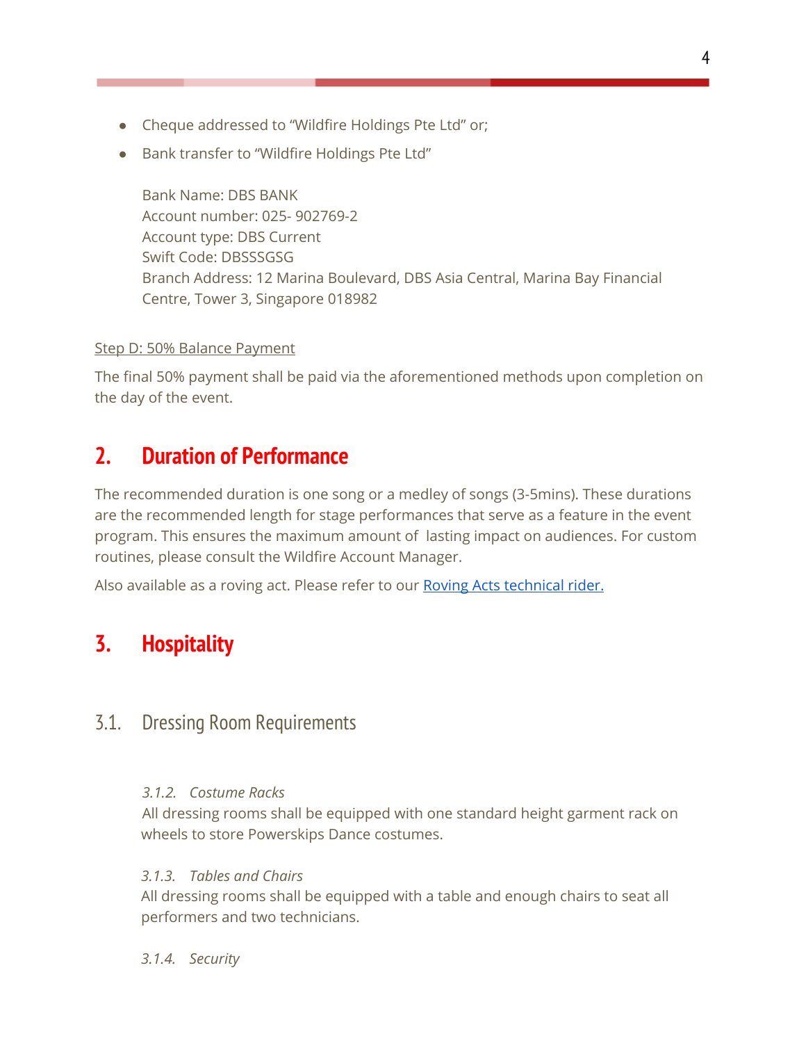- Cheque addressed to "Wildfire Holdings Pte Ltd" or;
- Bank transfer to "Wildfire Holdings Pte Ltd"

  Bank Name: DBS BANK
  Account number: 025- 902769-2
  Account type: DBS Current
  Swift Code: DBSSSGSG
  Branch Address: 12 Marina Boulevard, DBS Asia Central, Marina Bay Financial Centre, Tower 3, Singapore 018982

Step D: 50% Balance Payment

The final 50% payment shall be paid via the aforementioned methods upon completion on the day of the event.

## 2. Duration of Performance

The recommended duration is one song or a medley of songs (3-5mins). These durations are the recommended length for stage performances that serve as a feature in the event program. This ensures the maximum amount of lasting impact on audiences. For custom routines, please consult the Wildfire Account Manager.

Also available as a roving act. Please refer to our [Roving Acts technical rider.]()

## 3. Hospitality

### 3.1. Dressing Room Requirements

*3.1.2. Costume Racks*
All dressing rooms shall be equipped with one standard height garment rack on wheels to store Powerskips Dance costumes.

*3.1.3. Tables and Chairs*
All dressing rooms shall be equipped with a table and enough chairs to seat all performers and two technicians.

*3.1.4. Security*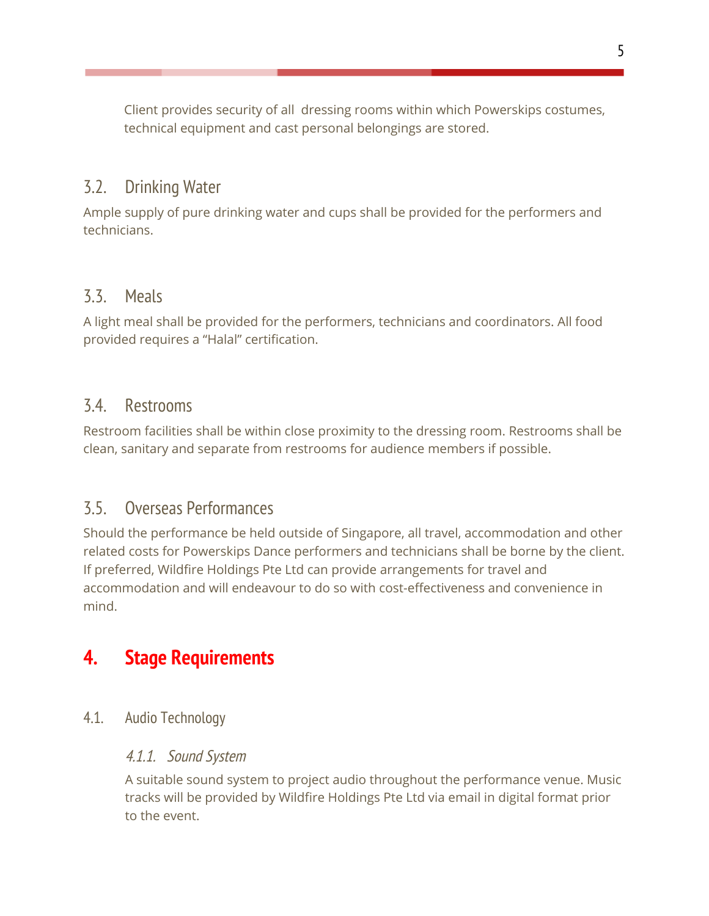Client provides security of all dressing rooms within which Powerskips costumes, technical equipment and cast personal belongings are stored.

### 3.2. Drinking Water

Ample supply of pure drinking water and cups shall be provided for the performers and technicians.

### 3.3. Meals

A light meal shall be provided for the performers, technicians and coordinators. All food provided requires a “Halal” certification.

### 3.4. Restrooms

Restroom facilities shall be within close proximity to the dressing room. Restrooms shall be clean, sanitary and separate from restrooms for audience members if possible.

### 3.5. Overseas Performances

Should the performance be held outside of Singapore, all travel, accommodation and other related costs for Powerskips Dance performers and technicians shall be borne by the client. If preferred, Wildfire Holdings Pte Ltd can provide arrangements for travel and accommodation and will endeavour to do so with cost-effectiveness and convenience in mind.

## 4. Stage Requirements

### 4.1. Audio Technology

#### *4.1.1. Sound System*

A suitable sound system to project audio throughout the performance venue. Music tracks will be provided by Wildfire Holdings Pte Ltd via email in digital format prior to the event.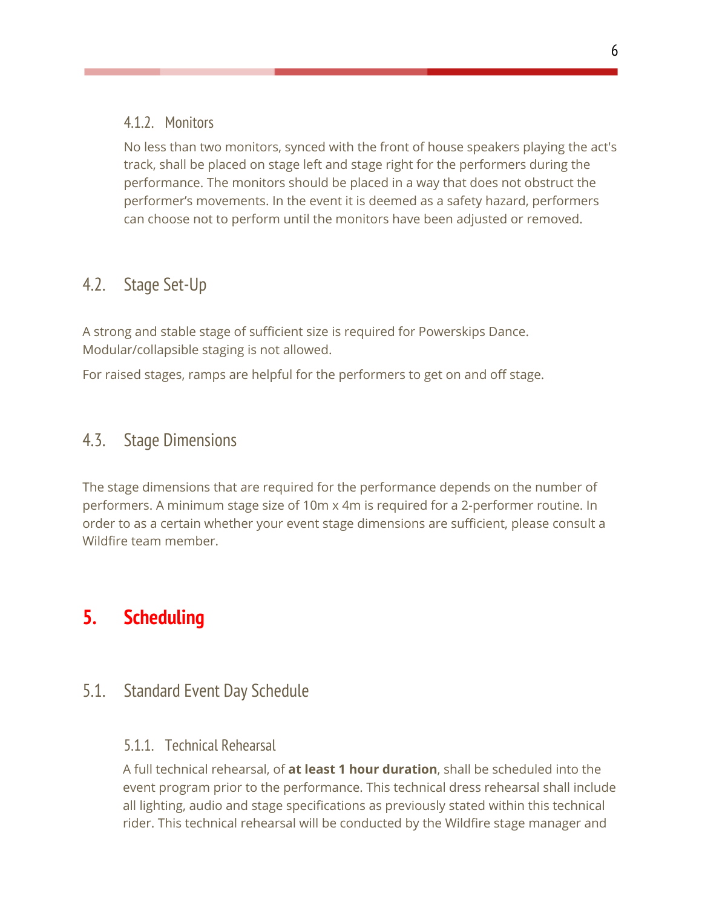#### 4.1.2. Monitors

No less than two monitors, synced with the front of house speakers playing the act's track, shall be placed on stage left and stage right for the performers during the performance. The monitors should be placed in a way that does not obstruct the performer's movements. In the event it is deemed as a safety hazard, performers can choose not to perform until the monitors have been adjusted or removed.

### 4.2. Stage Set-Up

A strong and stable stage of sufficient size is required for Powerskips Dance. Modular/collapsible staging is not allowed.

For raised stages, ramps are helpful for the performers to get on and off stage.

### 4.3. Stage Dimensions

The stage dimensions that are required for the performance depends on the number of performers. A minimum stage size of 10m x 4m is required for a 2-performer routine. In order to as a certain whether your event stage dimensions are sufficient, please consult a Wildfire team member.

## 5. Scheduling

### 5.1. Standard Event Day Schedule

#### 5.1.1. Technical Rehearsal

A full technical rehearsal, of **at least 1 hour duration**, shall be scheduled into the event program prior to the performance. This technical dress rehearsal shall include all lighting, audio and stage specifications as previously stated within this technical rider. This technical rehearsal will be conducted by the Wildfire stage manager and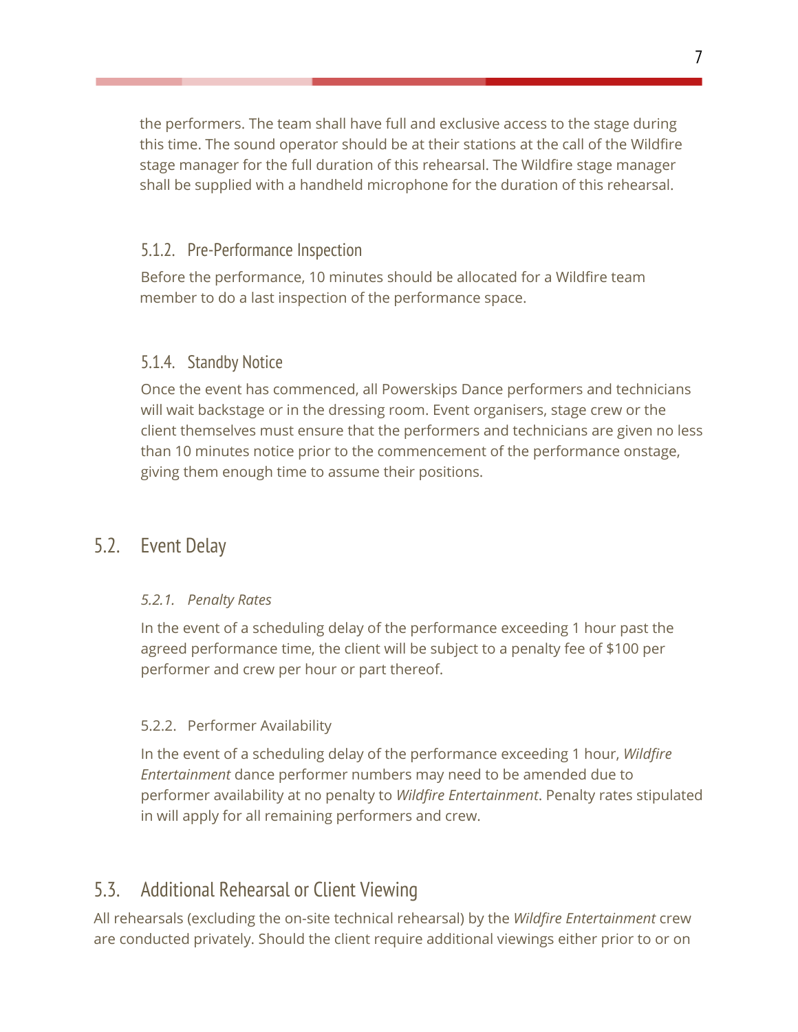the performers. The team shall have full and exclusive access to the stage during this time. The sound operator should be at their stations at the call of the Wildfire stage manager for the full duration of this rehearsal. The Wildfire stage manager shall be supplied with a handheld microphone for the duration of this rehearsal.

### 5.1.2. Pre-Performance Inspection

Before the performance, 10 minutes should be allocated for a Wildfire team member to do a last inspection of the performance space.

### 5.1.4. Standby Notice

Once the event has commenced, all Powerskips Dance performers and technicians will wait backstage or in the dressing room. Event organisers, stage crew or the client themselves must ensure that the performers and technicians are given no less than 10 minutes notice prior to the commencement of the performance onstage, giving them enough time to assume their positions.

## 5.2. Event Delay

#### *5.2.1. Penalty Rates*

In the event of a scheduling delay of the performance exceeding 1 hour past the agreed performance time, the client will be subject to a penalty fee of $100 per performer and crew per hour or part thereof.

#### 5.2.2. Performer Availability

In the event of a scheduling delay of the performance exceeding 1 hour, *Wildfire Entertainment* dance performer numbers may need to be amended due to performer availability at no penalty to *Wildfire Entertainment*. Penalty rates stipulated in will apply for all remaining performers and crew.

## 5.3. Additional Rehearsal or Client Viewing

All rehearsals (excluding the on-site technical rehearsal) by the *Wildfire Entertainment* crew are conducted privately. Should the client require additional viewings either prior to or on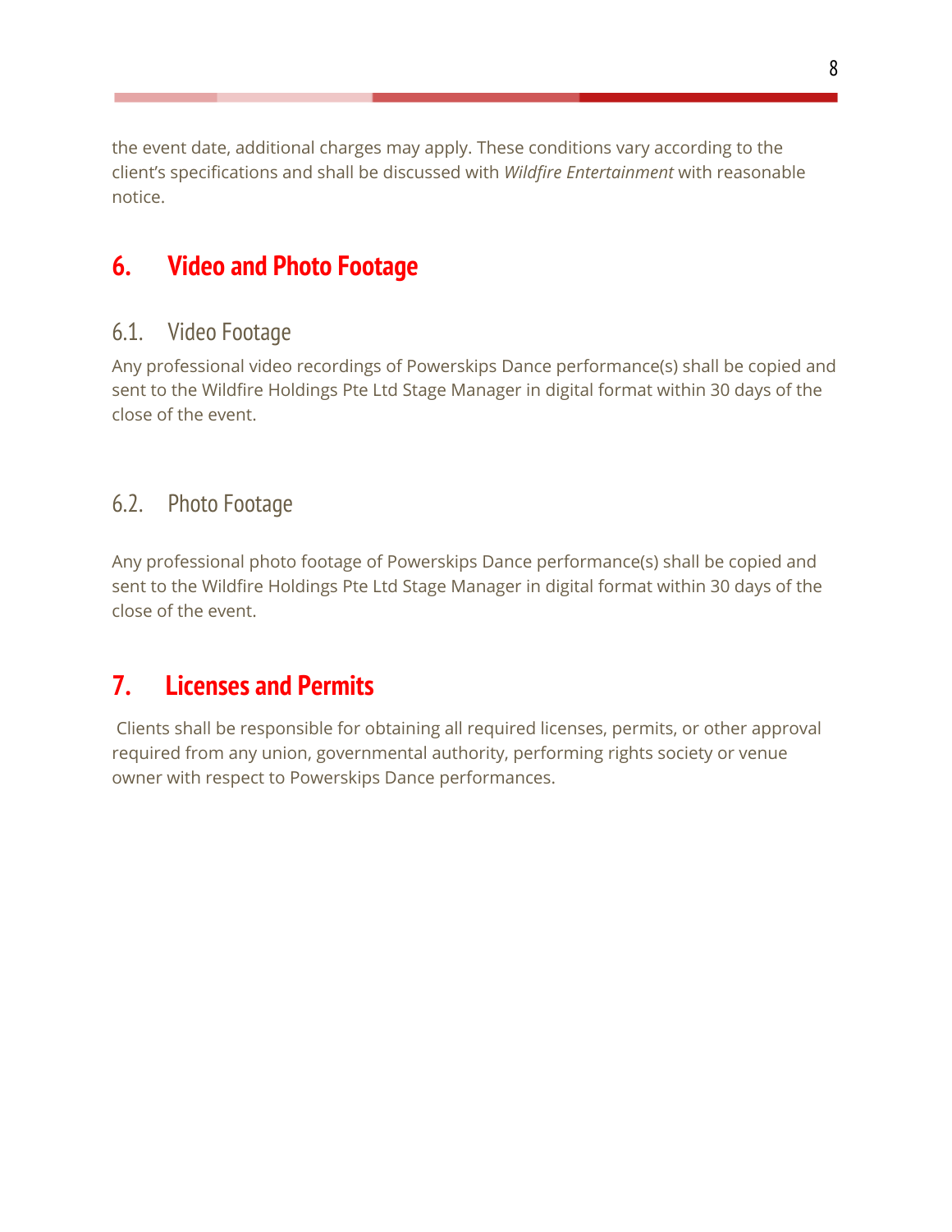the event date, additional charges may apply. These conditions vary according to the client's specifications and shall be discussed with *Wildfire Entertainment* with reasonable notice.

## 6. Video and Photo Footage

### 6.1. Video Footage

Any professional video recordings of Powerskips Dance performance(s) shall be copied and sent to the Wildfire Holdings Pte Ltd Stage Manager in digital format within 30 days of the close of the event.

### 6.2. Photo Footage

Any professional photo footage of Powerskips Dance performance(s) shall be copied and sent to the Wildfire Holdings Pte Ltd Stage Manager in digital format within 30 days of the close of the event.

## 7. Licenses and Permits

Clients shall be responsible for obtaining all required licenses, permits, or other approval required from any union, governmental authority, performing rights society or venue owner with respect to Powerskips Dance performances.